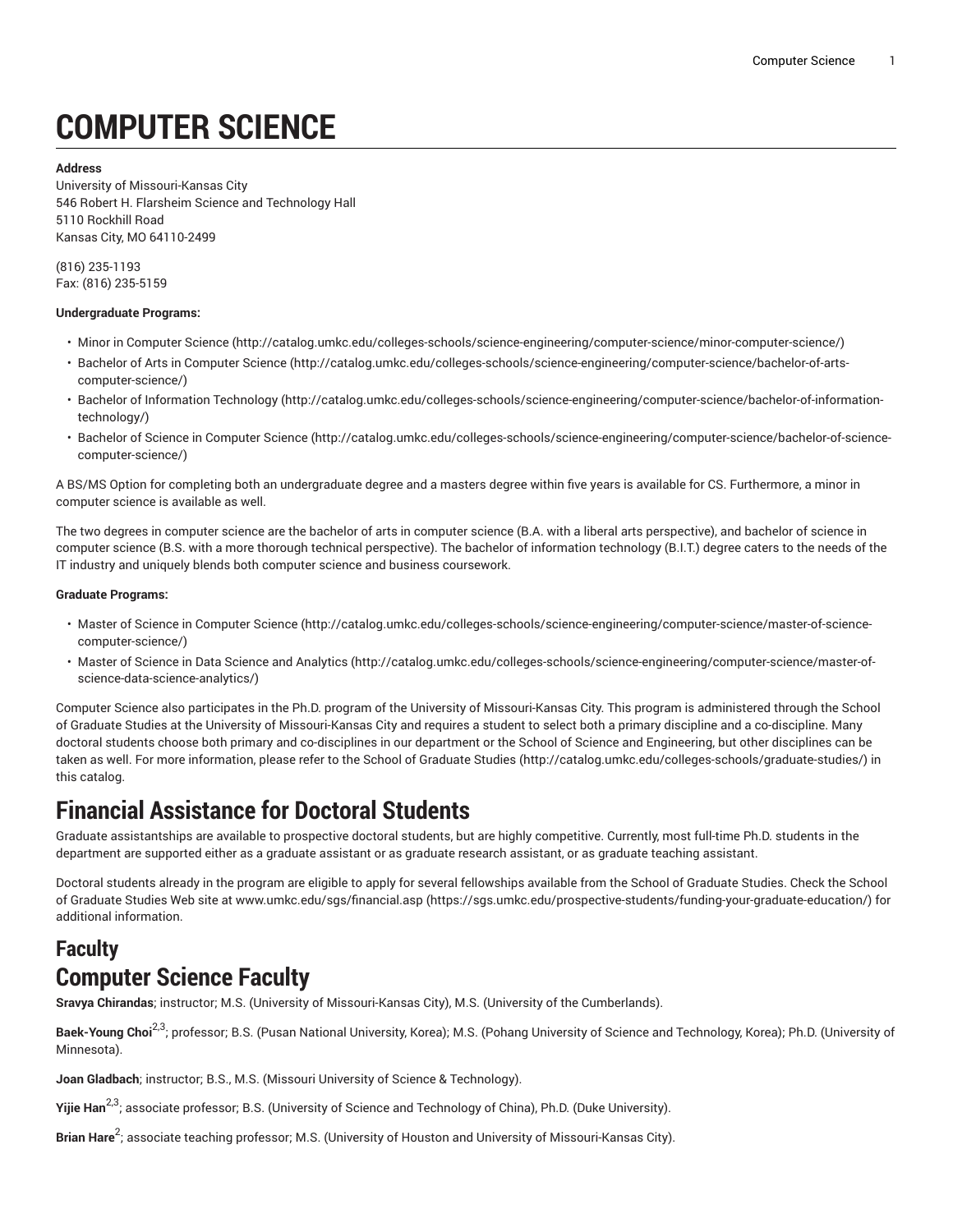# COMPUTER SCIENCE

**Address**
University of Missouri-Kansas City
546 Robert H. Flarsheim Science and Technology Hall
5110 Rockhill Road
Kansas City, MO 64110-2499

(816) 235-1193
Fax: (816) 235-5159

**Undergraduate Programs:**

- Minor in Computer Science (http://catalog.umkc.edu/colleges-schools/science-engineering/computer-science/minor-computer-science/)
- Bachelor of Arts in Computer Science (http://catalog.umkc.edu/colleges-schools/science-engineering/computer-science/bachelor-of-arts-computer-science/)
- Bachelor of Information Technology (http://catalog.umkc.edu/colleges-schools/science-engineering/computer-science/bachelor-of-information-technology/)
- Bachelor of Science in Computer Science (http://catalog.umkc.edu/colleges-schools/science-engineering/computer-science/bachelor-of-science-computer-science/)

A BS/MS Option for completing both an undergraduate degree and a masters degree within five years is available for CS. Furthermore, a minor in computer science is available as well.

The two degrees in computer science are the bachelor of arts in computer science (B.A. with a liberal arts perspective), and bachelor of science in computer science (B.S. with a more thorough technical perspective). The bachelor of information technology (B.I.T.) degree caters to the needs of the IT industry and uniquely blends both computer science and business coursework.

**Graduate Programs:**

- Master of Science in Computer Science (http://catalog.umkc.edu/colleges-schools/science-engineering/computer-science/master-of-science-computer-science/)
- Master of Science in Data Science and Analytics (http://catalog.umkc.edu/colleges-schools/science-engineering/computer-science/master-of-science-data-science-analytics/)

Computer Science also participates in the Ph.D. program of the University of Missouri-Kansas City. This program is administered through the School of Graduate Studies at the University of Missouri-Kansas City and requires a student to select both a primary discipline and a co-discipline. Many doctoral students choose both primary and co-disciplines in our department or the School of Science and Engineering, but other disciplines can be taken as well. For more information, please refer to the School of Graduate Studies (http://catalog.umkc.edu/colleges-schools/graduate-studies/) in this catalog.

# Financial Assistance for Doctoral Students

Graduate assistantships are available to prospective doctoral students, but are highly competitive. Currently, most full-time Ph.D. students in the department are supported either as a graduate assistant or as graduate research assistant, or as graduate teaching assistant.

Doctoral students already in the program are eligible to apply for several fellowships available from the School of Graduate Studies. Check the School of Graduate Studies Web site at www.umkc.edu/sgs/financial.asp (https://sgs.umkc.edu/prospective-students/funding-your-graduate-education/) for additional information.

## Faculty

# Computer Science Faculty

**Sravya Chirandas**; instructor; M.S. (University of Missouri-Kansas City), M.S. (University of the Cumberlands).

**Baek-Young Choi**[2,3]; professor; B.S. (Pusan National University, Korea); M.S. (Pohang University of Science and Technology, Korea); Ph.D. (University of Minnesota).

**Joan Gladbach**; instructor; B.S., M.S. (Missouri University of Science & Technology).

**Yijie Han**[2,3]; associate professor; B.S. (University of Science and Technology of China), Ph.D. (Duke University).

**Brian Hare**[2]; associate teaching professor; M.S. (University of Houston and University of Missouri-Kansas City).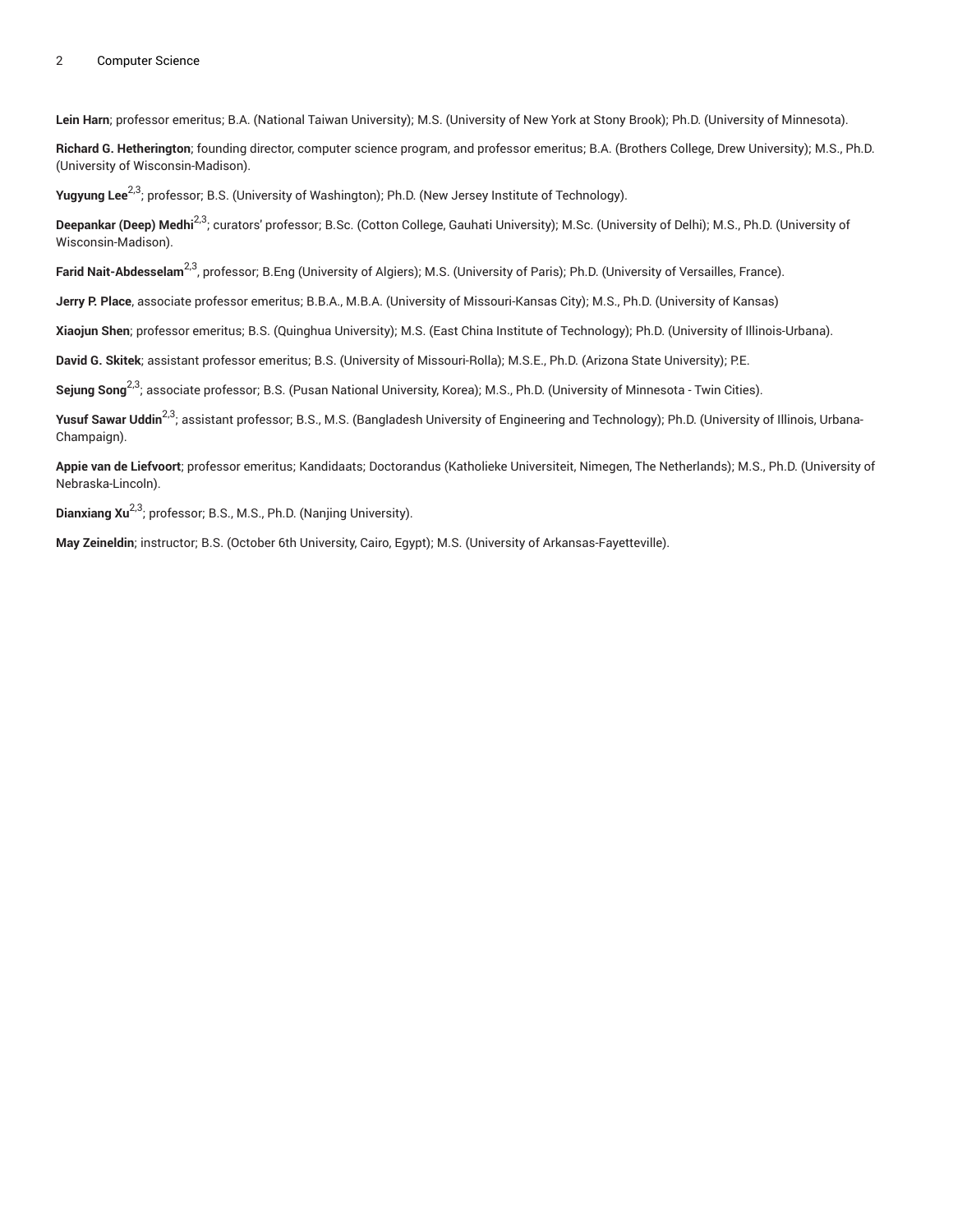**Lein Harn**; professor emeritus; B.A. (National Taiwan University); M.S. (University of New York at Stony Brook); Ph.D. (University of Minnesota).

**Richard G. Hetherington**; founding director, computer science program, and professor emeritus; B.A. (Brothers College, Drew University); M.S., Ph.D. (University of Wisconsin-Madison).

**Yugyung Lee**[2,3]; professor; B.S. (University of Washington); Ph.D. (New Jersey Institute of Technology).

**Deepankar (Deep) Medhi**[2,3]; curators' professor; B.Sc. (Cotton College, Gauhati University); M.Sc. (University of Delhi); M.S., Ph.D. (University of Wisconsin-Madison).

**Farid Nait-Abdesselam**[2,3], professor; B.Eng (University of Algiers); M.S. (University of Paris); Ph.D. (University of Versailles, France).

**Jerry P. Place**, associate professor emeritus; B.B.A., M.B.A. (University of Missouri-Kansas City); M.S., Ph.D. (University of Kansas)

**Xiaojun Shen**; professor emeritus; B.S. (Quinghua University); M.S. (East China Institute of Technology); Ph.D. (University of Illinois-Urbana).

**David G. Skitek**; assistant professor emeritus; B.S. (University of Missouri-Rolla); M.S.E., Ph.D. (Arizona State University); P.E.

**Sejung Song**[2,3]; associate professor; B.S. (Pusan National University, Korea); M.S., Ph.D. (University of Minnesota - Twin Cities).

**Yusuf Sawar Uddin**[2,3]; assistant professor; B.S., M.S. (Bangladesh University of Engineering and Technology); Ph.D. (University of Illinois, Urbana-Champaign).

**Appie van de Liefvoort**; professor emeritus; Kandidaats; Doctorandus (Katholieke Universiteit, Nimegen, The Netherlands); M.S., Ph.D. (University of Nebraska-Lincoln).

**Dianxiang Xu**[2,3]; professor; B.S., M.S., Ph.D. (Nanjing University).

**May Zeineldin**; instructor; B.S. (October 6th University, Cairo, Egypt); M.S. (University of Arkansas-Fayetteville).